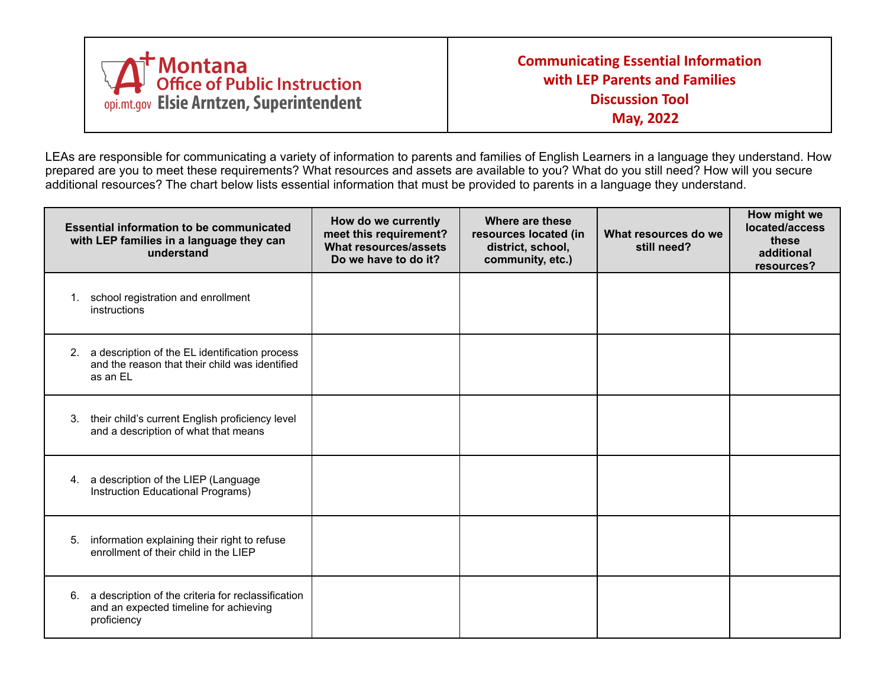Montana Office of Public Instruction
opi.mt.gov Elsie Arntzen, Superintendent

# Communicating Essential Information with LEP Parents and Families Discussion Tool May, 2022

LEAs are responsible for communicating a variety of information to parents and families of English Learners in a language they understand. How prepared are you to meet these requirements? What resources and assets are available to you? What do you still need? How will you secure additional resources? The chart below lists essential information that must be provided to parents in a language they understand.

| Essential information to be communicated with LEP families in a language they can understand | How do we currently meet this requirement? What resources/assets Do we have to do it? | Where are these resources located (in district, school, community, etc.) | What resources do we still need? | How might we located/access these additional resources? |
|---|---|---|---|---|
| 1. school registration and enrollment instructions | | | | |
| 2. a description of the EL identification process and the reason that their child was identified as an EL | | | | |
| 3. their child's current English proficiency level and a description of what that means | | | | |
| 4. a description of the LIEP (Language Instruction Educational Programs) | | | | |
| 5. information explaining their right to refuse enrollment of their child in the LIEP | | | | |
| 6. a description of the criteria for reclassification and an expected timeline for achieving proficiency | | | | |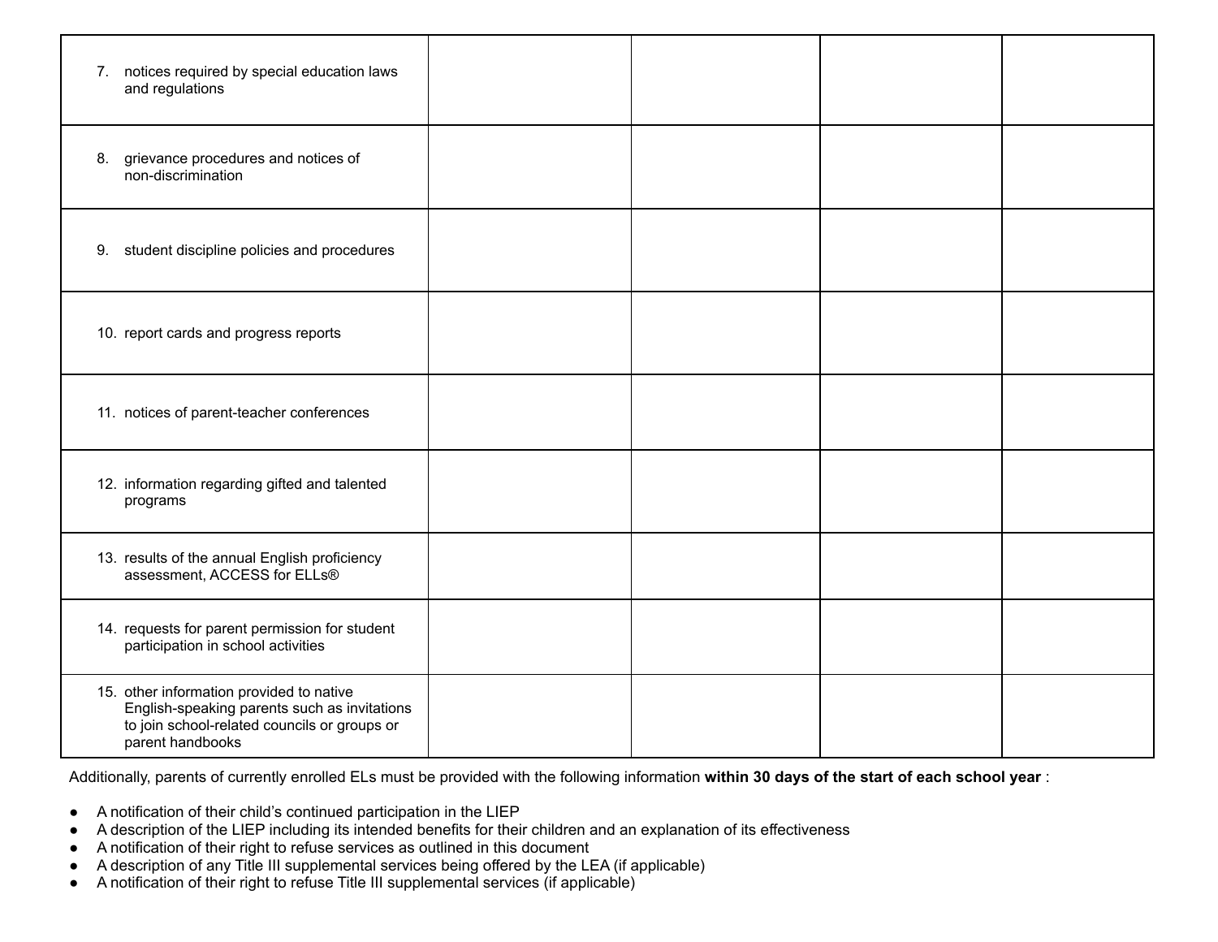| | | | | |
|---|---|---|---|---|
| 7. notices required by special education laws and regulations | | | | |
| 8. grievance procedures and notices of non-discrimination | | | | |
| 9. student discipline policies and procedures | | | | |
| 10. report cards and progress reports | | | | |
| 11. notices of parent-teacher conferences | | | | |
| 12. information regarding gifted and talented programs | | | | |
| 13. results of the annual English proficiency assessment, ACCESS for ELLs® | | | | |
| 14. requests for parent permission for student participation in school activities | | | | |
| 15. other information provided to native English-speaking parents such as invitations to join school-related councils or groups or parent handbooks | | | | |

Additionally, parents of currently enrolled ELs must be provided with the following information **within 30 days of the start of each school year** :

- A notification of their child's continued participation in the LIEP
- A description of the LIEP including its intended benefits for their children and an explanation of its effectiveness
- A notification of their right to refuse services as outlined in this document
- A description of any Title III supplemental services being offered by the LEA (if applicable)
- A notification of their right to refuse Title III supplemental services (if applicable)